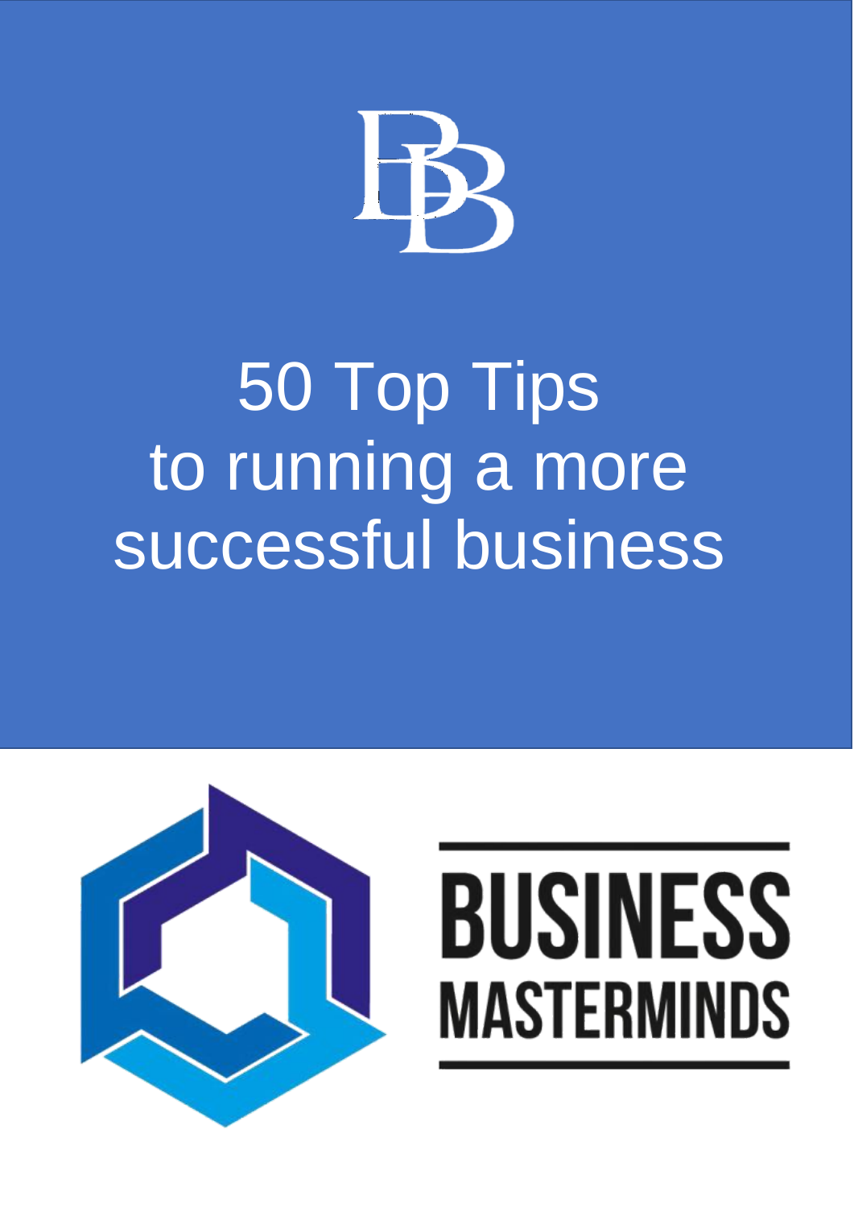# 50 Top Tips to running a more successful business

BUSINESS MASTERMINDS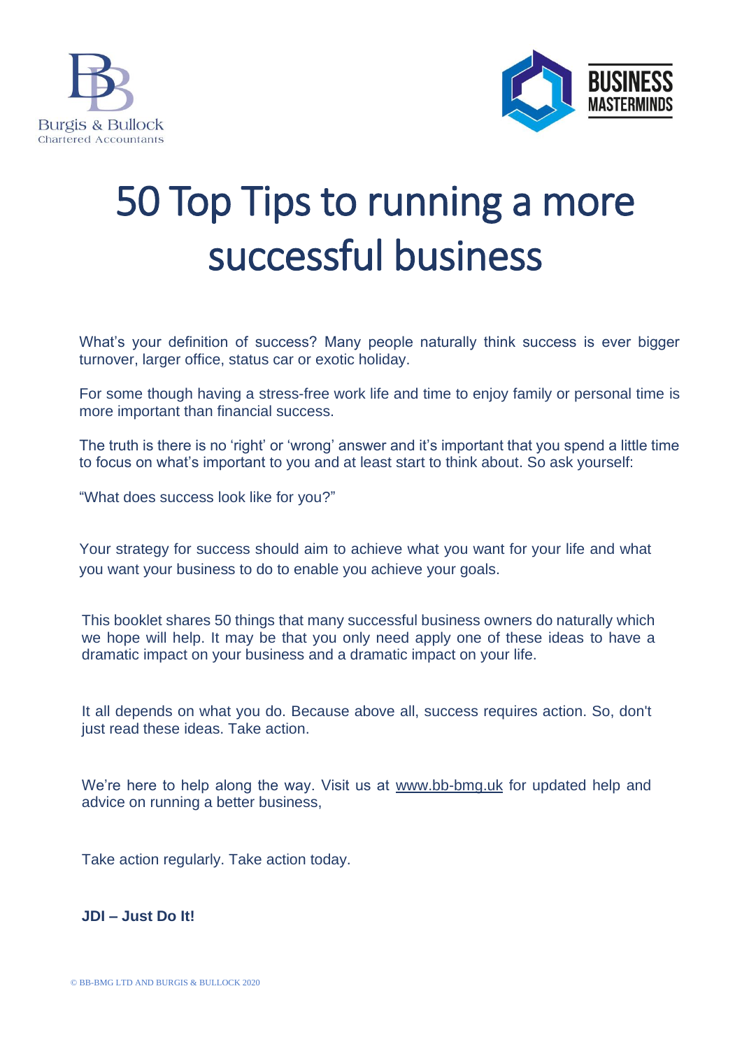# 50 Top Tips to running a more successful business

What's your definition of success? Many people naturally think success is ever bigger turnover, larger office, status car or exotic holiday.

For some though having a stress-free work life and time to enjoy family or personal time is more important than financial success.

The truth is there is no 'right' or 'wrong' answer and it's important that you spend a little time to focus on what's important to you and at least start to think about. So ask yourself:

"What does success look like for you?"

Your strategy for success should aim to achieve what you want for your life and what you want your business to do to enable you achieve your goals.

This booklet shares 50 things that many successful business owners do naturally which we hope will help. It may be that you only need apply one of these ideas to have a dramatic impact on your business and a dramatic impact on your life.

It all depends on what you do. Because above all, success requires action. So, don't just read these ideas. Take action.

We're here to help along the way. Visit us at www.bb-bmg.uk for updated help and advice on running a better business,

Take action regularly. Take action today.

**JDI – Just Do It!**

© BB-BMG LTD AND BURGIS & BULLOCK 2020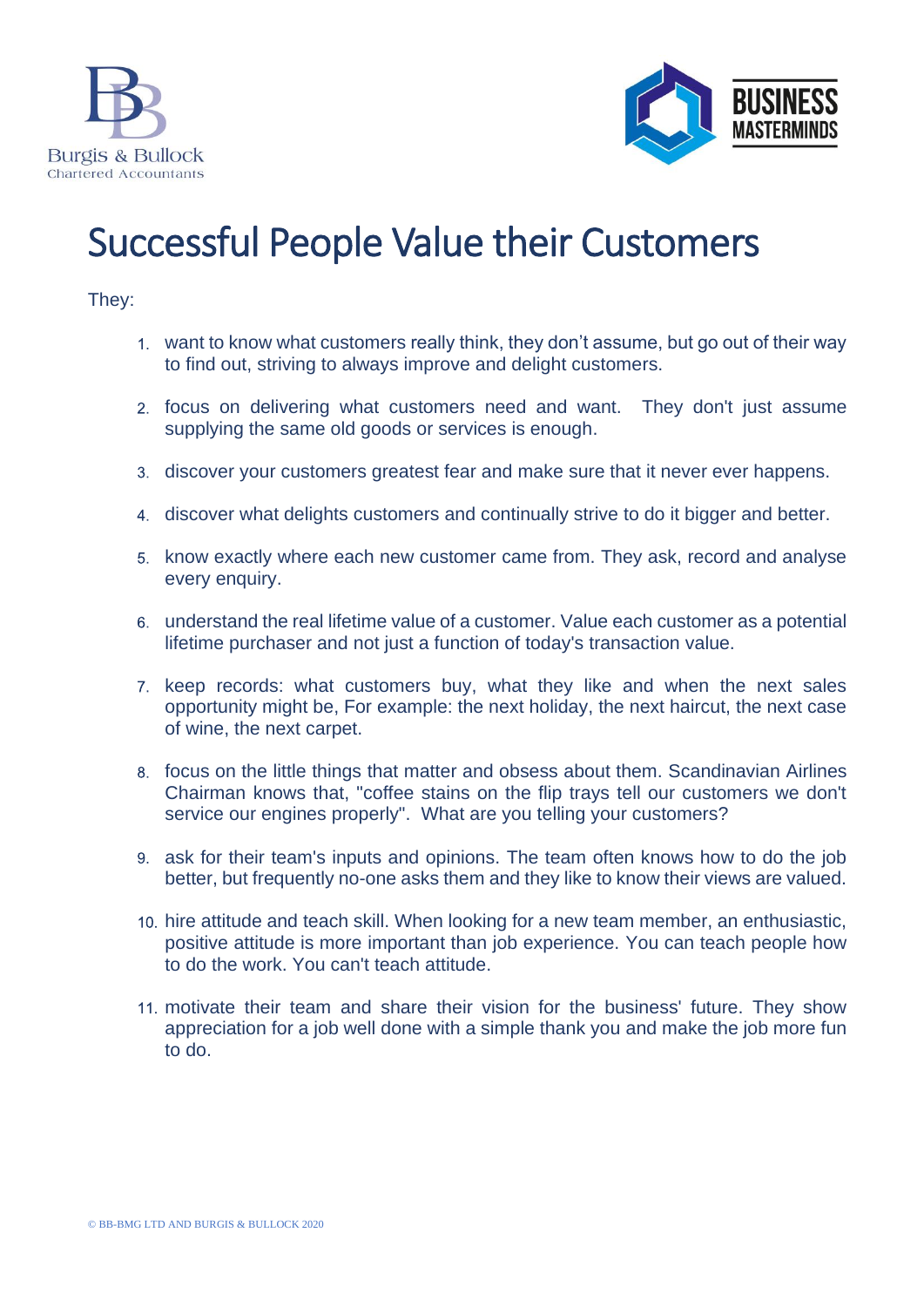# Successful People Value their Customers

They:

1. want to know what customers really think, they don't assume, but go out of their way to find out, striving to always improve and delight customers.

2. focus on delivering what customers need and want. They don't just assume supplying the same old goods or services is enough.

3. discover your customers greatest fear and make sure that it never ever happens.

4. discover what delights customers and continually strive to do it bigger and better.

5. know exactly where each new customer came from. They ask, record and analyse every enquiry.

6. understand the real lifetime value of a customer. Value each customer as a potential lifetime purchaser and not just a function of today's transaction value.

7. keep records: what customers buy, what they like and when the next sales opportunity might be, For example: the next holiday, the next haircut, the next case of wine, the next carpet.

8. focus on the little things that matter and obsess about them. Scandinavian Airlines Chairman knows that, "coffee stains on the flip trays tell our customers we don't service our engines properly". What are you telling your customers?

9. ask for their team's inputs and opinions. The team often knows how to do the job better, but frequently no-one asks them and they like to know their views are valued.

10. hire attitude and teach skill. When looking for a new team member, an enthusiastic, positive attitude is more important than job experience. You can teach people how to do the work. You can't teach attitude.

11. motivate their team and share their vision for the business' future. They show appreciation for a job well done with a simple thank you and make the job more fun to do.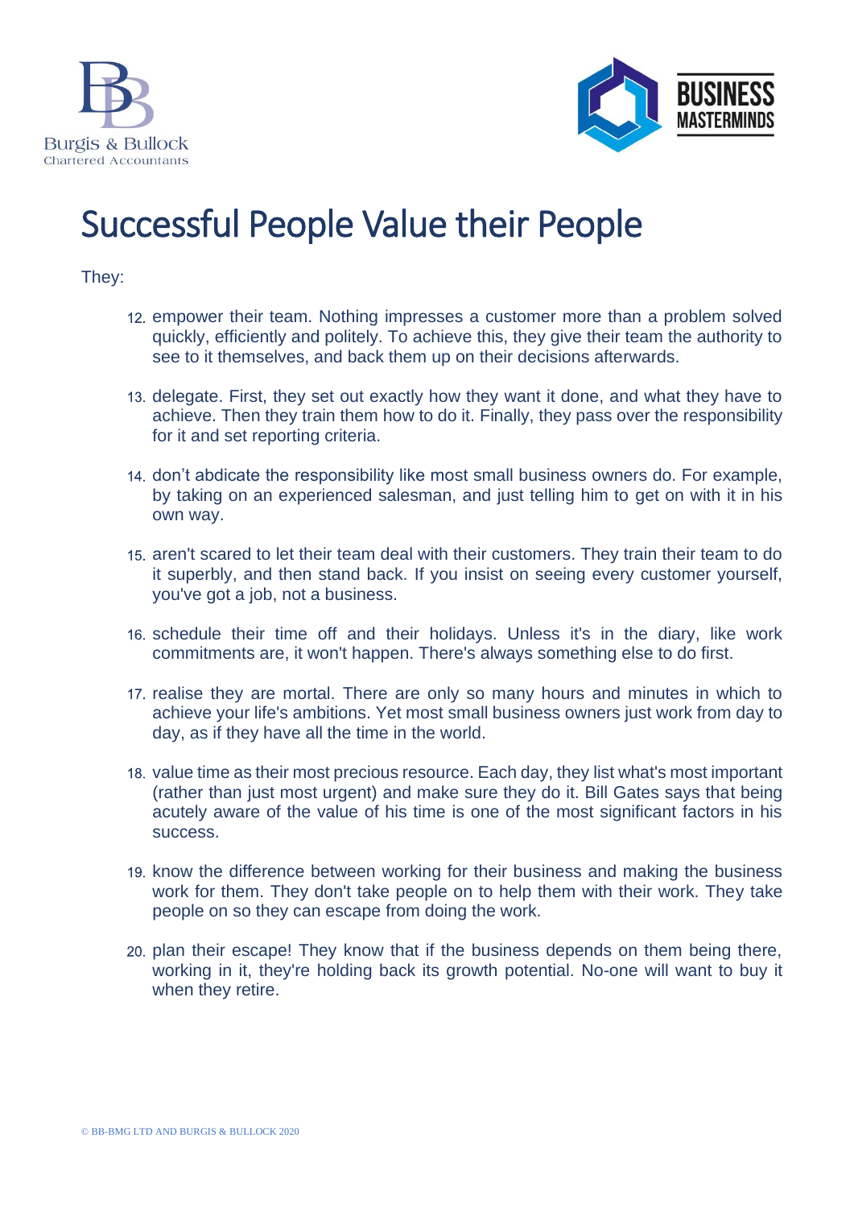# Successful People Value their People

They:

12. empower their team. Nothing impresses a customer more than a problem solved quickly, efficiently and politely. To achieve this, they give their team the authority to see to it themselves, and back them up on their decisions afterwards.

13. delegate. First, they set out exactly how they want it done, and what they have to achieve. Then they train them how to do it. Finally, they pass over the responsibility for it and set reporting criteria.

14. don't abdicate the responsibility like most small business owners do. For example, by taking on an experienced salesman, and just telling him to get on with it in his own way.

15. aren't scared to let their team deal with their customers. They train their team to do it superbly, and then stand back. If you insist on seeing every customer yourself, you've got a job, not a business.

16. schedule their time off and their holidays. Unless it's in the diary, like work commitments are, it won't happen. There's always something else to do first.

17. realise they are mortal. There are only so many hours and minutes in which to achieve your life's ambitions. Yet most small business owners just work from day to day, as if they have all the time in the world.

18. value time as their most precious resource. Each day, they list what's most important (rather than just most urgent) and make sure they do it. Bill Gates says that being acutely aware of the value of his time is one of the most significant factors in his success.

19. know the difference between working for their business and making the business work for them. They don't take people on to help them with their work. They take people on so they can escape from doing the work.

20. plan their escape! They know that if the business depends on them being there, working in it, they're holding back its growth potential. No-one will want to buy it when they retire.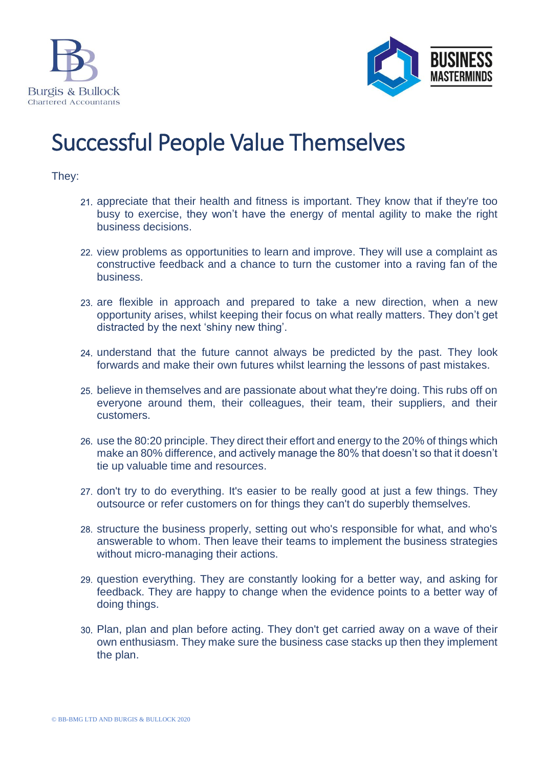# Successful People Value Themselves

They:

21. appreciate that their health and fitness is important. They know that if they're too busy to exercise, they won't have the energy of mental agility to make the right business decisions.
22. view problems as opportunities to learn and improve. They will use a complaint as constructive feedback and a chance to turn the customer into a raving fan of the business.
23. are flexible in approach and prepared to take a new direction, when a new opportunity arises, whilst keeping their focus on what really matters. They don't get distracted by the next 'shiny new thing'.
24. understand that the future cannot always be predicted by the past. They look forwards and make their own futures whilst learning the lessons of past mistakes.
25. believe in themselves and are passionate about what they're doing. This rubs off on everyone around them, their colleagues, their team, their suppliers, and their customers.
26. use the 80:20 principle. They direct their effort and energy to the 20% of things which make an 80% difference, and actively manage the 80% that doesn't so that it doesn't tie up valuable time and resources.
27. don't try to do everything. It's easier to be really good at just a few things. They outsource or refer customers on for things they can't do superbly themselves.
28. structure the business properly, setting out who's responsible for what, and who's answerable to whom. Then leave their teams to implement the business strategies without micro-managing their actions.
29. question everything. They are constantly looking for a better way, and asking for feedback. They are happy to change when the evidence points to a better way of doing things.
30. Plan, plan and plan before acting. They don't get carried away on a wave of their own enthusiasm. They make sure the business case stacks up then they implement the plan.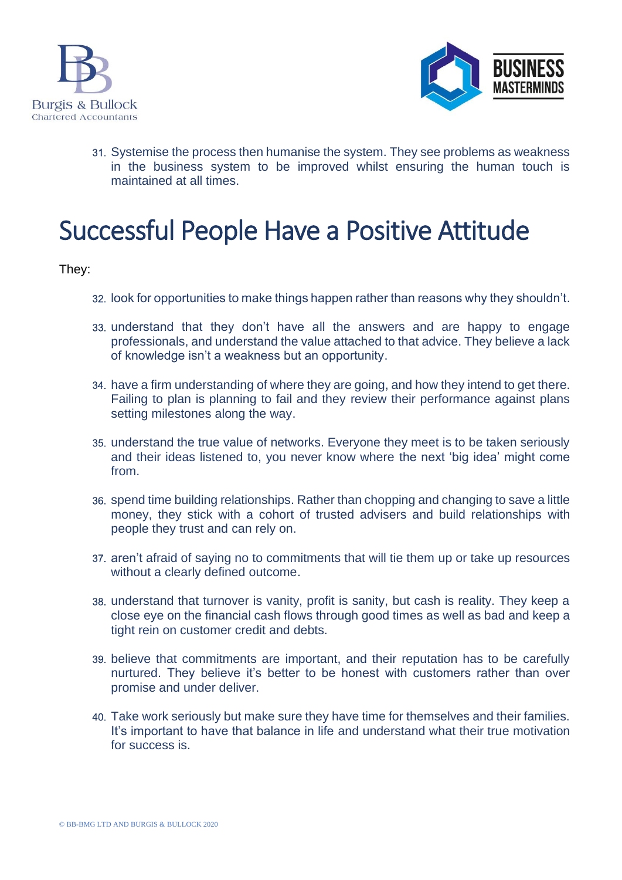31. Systemise the process then humanise the system. They see problems as weakness in the business system to be improved whilst ensuring the human touch is maintained at all times.

# Successful People Have a Positive Attitude

They:

32. look for opportunities to make things happen rather than reasons why they shouldn't.

33. understand that they don't have all the answers and are happy to engage professionals, and understand the value attached to that advice. They believe a lack of knowledge isn't a weakness but an opportunity.

34. have a firm understanding of where they are going, and how they intend to get there. Failing to plan is planning to fail and they review their performance against plans setting milestones along the way.

35. understand the true value of networks. Everyone they meet is to be taken seriously and their ideas listened to, you never know where the next 'big idea' might come from.

36. spend time building relationships. Rather than chopping and changing to save a little money, they stick with a cohort of trusted advisers and build relationships with people they trust and can rely on.

37. aren't afraid of saying no to commitments that will tie them up or take up resources without a clearly defined outcome.

38. understand that turnover is vanity, profit is sanity, but cash is reality. They keep a close eye on the financial cash flows through good times as well as bad and keep a tight rein on customer credit and debts.

39. believe that commitments are important, and their reputation has to be carefully nurtured. They believe it's better to be honest with customers rather than over promise and under deliver.

40. Take work seriously but make sure they have time for themselves and their families. It's important to have that balance in life and understand what their true motivation for success is.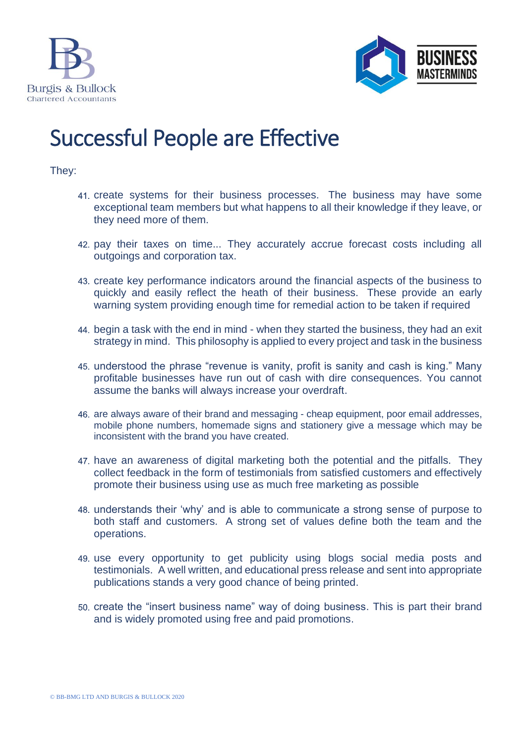# Successful People are Effective

They:

41. create systems for their business processes. The business may have some exceptional team members but what happens to all their knowledge if they leave, or they need more of them.

42. pay their taxes on time... They accurately accrue forecast costs including all outgoings and corporation tax.

43. create key performance indicators around the financial aspects of the business to quickly and easily reflect the heath of their business. These provide an early warning system providing enough time for remedial action to be taken if required

44. begin a task with the end in mind - when they started the business, they had an exit strategy in mind. This philosophy is applied to every project and task in the business

45. understood the phrase "revenue is vanity, profit is sanity and cash is king." Many profitable businesses have run out of cash with dire consequences. You cannot assume the banks will always increase your overdraft.

46. are always aware of their brand and messaging - cheap equipment, poor email addresses, mobile phone numbers, homemade signs and stationery give a message which may be inconsistent with the brand you have created.

47. have an awareness of digital marketing both the potential and the pitfalls. They collect feedback in the form of testimonials from satisfied customers and effectively promote their business using use as much free marketing as possible

48. understands their 'why' and is able to communicate a strong sense of purpose to both staff and customers. A strong set of values define both the team and the operations.

49. use every opportunity to get publicity using blogs social media posts and testimonials. A well written, and educational press release and sent into appropriate publications stands a very good chance of being printed.

50. create the "insert business name" way of doing business. This is part their brand and is widely promoted using free and paid promotions.

© BB-BMG LTD AND BURGIS & BULLOCK 2020